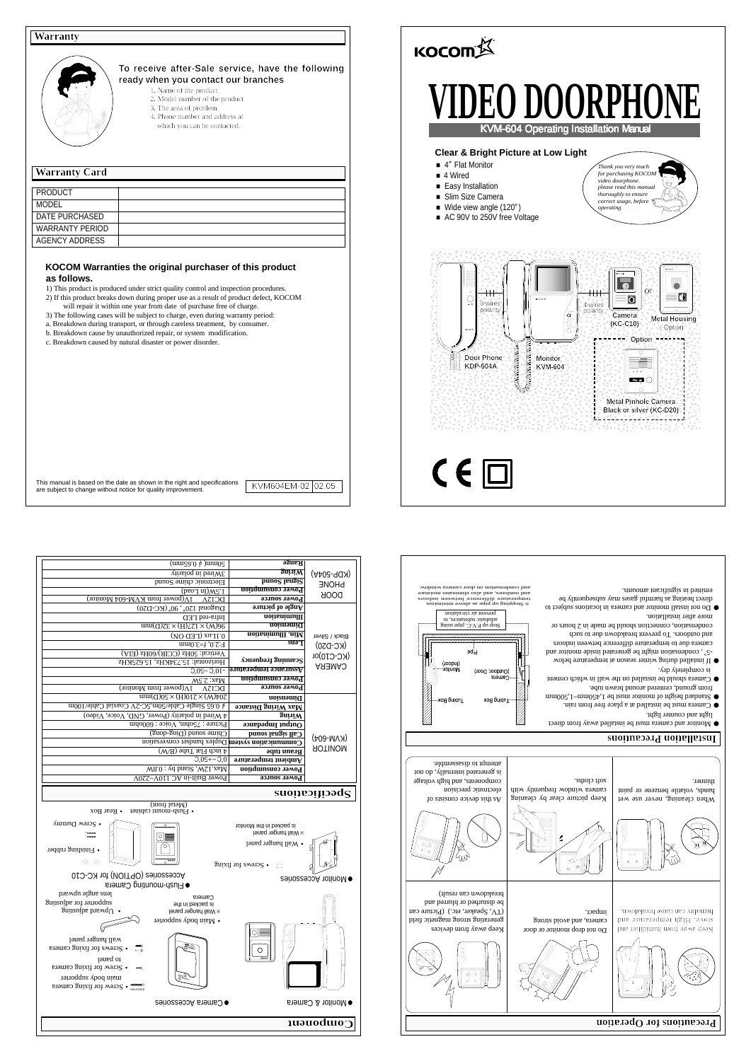# Warranty

To receive after-Sale service, have the following ready when you contact our branches

1. Name of the product
2. Model number of the product
3. The area of problem
4. Phone number and address at which you can be contacted.

# Warranty Card

| PRODUCT | |
|---|---|
| MODEL | |
| DATE PURCHASED | |
| WARRANTY PERIOD | |
| AGENCY ADDRESS | |

**KOCOM Warranties the original purchaser of this product as follows.**

1) This product is produced under strict quality control and inspection procedures.
2) If this product breaks down during proper use as a result of product defect, KOCOM will repair it within one year from date of purchase free of charge.
3) The following cases will be subject to charge, even during warranty period:

a. Breakdown during transport, or through careless treatment, by consumer.
b. Breakdown cause by unauthorized repair, or system modification.
c. Breakdown caused by natural disaster or power disorder.

This manual is based on the date as shown in the right and specifications are subject to change without notice for quality improvement.

KVM604EM-02 02.05

KOCOM

# VIDEO DOORPHONE

## KVM-604 Operating Installation Manual

**Clear & Bright Picture at Low Light**

- 4" Flat Monitor
- 4 Wired
- Easy Installation
- Slim Size Camera
- Wide view angle (120˚)
- AC 90V to 250V free Voltage

*Thank you very much for purchasing KOCOM video doorphone. please read this manual thoroughly to ensure correct usage, before operating*

Door Phone KDP-504A — 3-wires polarity — Monitor KVM-604 — 4-wires polarity — Camera (KC-C10) Or Metal Housing Option

Option: Metal Pinhole Camera Black or silver (KC-D20)

# Precautions for Operation

- Keep away from humidifier and stove. High temperature and humidity can cause breakdown.
- Do not drop monitor or door camera, and avoid strong impact.
- Keep away from devices generating strong magnetic field (TV, Speaker, etc.) (Picture can be disturbed or blurred and breakdown can result)
- When cleaning, never use wet hands, volatile benzene or paint thinner.
- Keep picture clear by cleaning camera window frequently with soft cloths.
- As this device consists of electronic precision components, and high voltage is generated internally, do not attempt to dissassemble.

# Installation Precautions

- Monitor and camera must be installed away from direct light and counter light.
- Camera must be installed at a place free from rain.
- Standard height of monitor must be 1,450mm~1,500mm from ground, centered around brawn tube.
- Camera should be installed on the wall in which cement is completely dry.
- If installed during winter season at temperature below -5˚, condensation might be generated inside monitor and camera due to temperature difference between indoors and outdoors. To prevent breakdown due to such condensation, connection should be made in 2 hours or more after installation.
- Do not install monitor and camera in locations subject to direct heating as harmful gases may subsequently be emitted in significant amounts.

Tubing Box — Camera (Outdoor, Door) — Pipe — Monitor (Indoor) — Tubing Box

Stop up P.V.C. pipe using adabatic subsances, to prevent air circulation

※ Stopping up pipe as above minimizes temperature difference between indoors and outdoors, and also eliminates moisture and condensation on door camera window.

# Component

**● Monitor & Camera**

**● Camera Accessories**

- Screw for fixing camera main body supporter
- Screw for fixing camera to panel
- Screws for fixing camera wall hanger panel
- Upward adjusting supporter for adjusting lens angle upward
- Main body supporter
※ Wall hanger panel is packed in the Camera

**● Monitor Accessories**

- Screws for fixing
- Wall hanger panel
※ Wall hanger panel is packed in the Monitor

**● Flush-mounting Camera Accessories (OPTION) for KC-C10**

- Finishing rubber
- Screw Dummy
- Flush-mount cabinet (Metal front)
- Rear Box

# Specifications

| | | |
|---|---|---|
| MONITOR (KVM-604) | **Power source** | Power Built-in AC 110V~220V |
| | **Power consumption** | Max.12W, Stand by : 0.8W |
| | **Ambient temperature** | 0˚C~+50˚C |
| | **Braun tube** | 4 inch Flat Tube (B/W) |
| | **Communication system** | Duplex handset conversation |
| | **Call signal sound** | Chime sound (Ding-dong) |
| | **Output impedance** | Picture : 75ohm, Voice : 600ohm |
| | **Wiring** | 4 Wired in polarity (Power, GND, Voice, Video) |
| | **Max Wiring Distance** | ϕ 0.65 Single Cable/50m,5C-2V Coaxial Cable/100m |
| | **Dimension** | 204(W)×210(H)×50(D)mm |
| CAMERA (KC-C10)or (KC-D20) Black / Silver | **Power source** | DC12V 1V(power from Monitor) |
| | **Power consumption** | Max: 2.5W |
| | **Assurance temperature** | -10˚C~50˚C |
| | **Scanning frequency** | Horizontal: 15,734KHz, 15,625KHz<br>Vertical: 50Hz (CCIR)/60Hz (EIA) |
| | **Lens** | F:2.0 , f=3.0mm |
| | **Min. Illumination** | 0.1Lux (LED ON) |
| | **Dimension** | 96(W)×127(H)×32(D)mm |
| | **Illumination** | Infra-red LED |
| | **Angle of picture** | Diagonal 120˚, 90˚(KC-D20) |
| DOOR PHONE (KDP-504A) | **Power source** | DC12V 1V(power from KVM-604 Monitor) |
| | **Power consumption** | 1.5W(In Load) |
| | **Signal Sound** | Electronic chime Sound |
| | **Wiring** | 3Wired in polarity |
| | **Range** | 50mm ϕ 0.65mm) |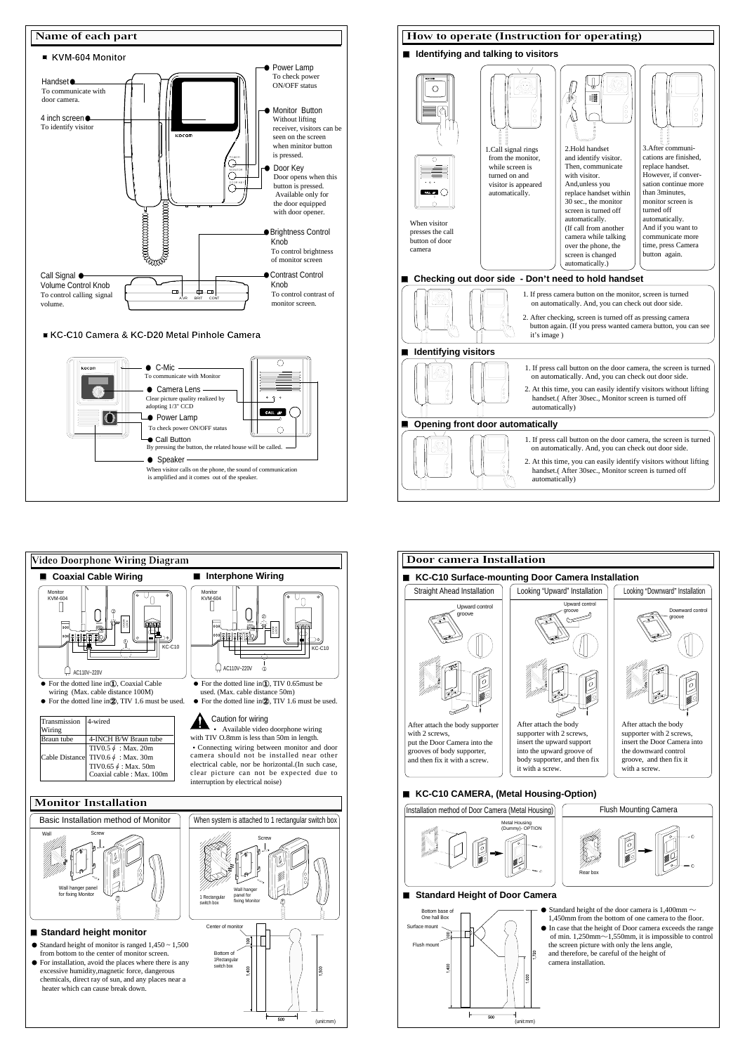## Name of each part

### ■ KVM-604 Monitor

**Handset**
To communicate with door camera.

**4 inch screen**
To identify visitor

**Power Lamp**
To check power ON/OFF status

**Monitor Button**
Without lifting receiver, visitors can be seen on the screen when minitor button is pressed.

**Door Key**
Door opens when this button is pressed. Available only for the door equipped with door opener.

**Brightness Control Knob**
To control brightness of monitor screen

**Call Signal Volume Control Knob**
To control calling signal volume.

**Contrast Control Knob**
To control contrast of monitor screen.

### ■ KC-C10 Camera & KC-D20 Metal Pinhole Camera

**C-Mic**
To communicate with Monitor

**Camera Lens**
Clear picture quality realized by adopting 1/3" CCD

**Power Lamp**
To check power ON/OFF status

**Call Button**
By pressing the button, the related house will be called.

**Speaker**
When visitor calls on the phone, the sound of communication is amplified and it comes out of the speaker.

## How to operate (Instruction for operating)

### ■ Identifying and talking to visitors

When visitor presses the call button of door camera

1. Call signal rings from the monitor, while screen is turned on and visitor is appeared automatically.

2. Hold handset and identify visitor. Then, communicate with visitor. And,unless you replace handset within 30 sec., the monitor screen is turned off automatically. (If call from another camera while talking over the phone, the screen is changed automatically.)

3. After communications are finished, replace handset. However, if conversation continue more than 3minutes, monitor screen is turned off automatically. And if you want to communicate more time, press Camera button again.

### ■ Checking out door side - Don't need to hold handset

1. If press camera button on the monitor, screen is turned on automatically. And, you can check out door side.
2. After checking, screen is turned off as pressing camera button again. (If you press wanted camera button, you can see it's image )

### ■ Identifying visitors

1. If press call button on the door camera, the screen is turned on automatically. And, you can check out door side.
2. At this time, you can easily identify visitors without lifting handset.( After 30sec., Monitor screen is turned off automatically)

### ■ Opening front door automatically

1. If press call button on the door camera, the screen is turned on automatically. And, you can check out door side.
2. At this time, you can easily identify visitors without lifting handset.( After 30sec., Monitor screen is turned off automatically)

## Video Doorphone Wiring Diagram

### ■ Coaxial Cable Wiring

Monitor KVM-604
KC-C10
AC110V~220V

- For the dotted line in①, Coaxial Cable wiring (Max. cable distance 100M)
- For the dotted line in②, TIV 1.6 must be used.

| | |
|---|---|
| Transmission Wiring | 4-wired |
| Braun tube | 4-INCH B/W Braun tube |
| Cable Distance | TIV0.5ϕ : Max. 20m<br>TIV0.6ϕ : Max. 30m<br>TIV0.65ϕ : Max. 50m<br>Coaxial cable : Max. 100m |

### ■ Interphone Wiring

Monitor KVM-604
KC-C10
AC110V~220V

- For the dotted line in①, TIV 0.65must be used. (Max. cable distance 50m)
- For the dotted line in②, TIV 1.6 must be used.

**Caution for wiring**

- Available video doorphone wiring with TIV O.8mm is less than 50m in length.
- Connecting wiring between monitor and door camera should not be installed near other electrical cable, nor be horizontal.(In such case, clear picture can not be expected due to interruption by electrical noise)

## Monitor Installation

**Basic Installation method of Monitor**

Wall
Screw
Wall hanger panel for fixing Monitor

**When system is attached to 1 rectangular switch box**

Screw
1 Rectangular switch box
Wall hanger panel for fixing Monitor

### ■ Standard height monitor

- Standard height of monitor is ranged 1,450 ~ 1,500 from bottom to the center of monitor screen.
- For installation, avoid the places where there is any excessive humidity,magnetic force, dangerous chemicals, direct ray of sun, and any places near a heater which can cause break down.

Center of monitor
Bottom of 1Rectangular switch box
100
1,450
1,500
500
(unit:mm)

## Door camera Installation

### ■ KC-C10 Surface-mounting Door Camera Installation

**Straight Ahead Installation**

Upward control groove

After attach the body supporter with 2 screws, put the Door Camera into the grooves of body supporter, and then fix it with a screw.

**Looking "Upward" Installation**

Upward control groove

After attach the body supporter with 2 screws, insert the upward support into the upward groove of body supporter, and then fix it with a screw.

**Looking "Downward" Installation**

Downward control groove

After attach the body supporter with 2 screws, insert the Door Camera into the downward control groove, and then fix it with a screw.

### ■ KC-C10 CAMERA, (Metal Housing-Option)

**Installation method of Door Camera (Metal Housing)**

Metal Housing (Dummy)- OPTION

**Flush Mounting Camera**

Rear box

### ■ Standard Height of Door Camera

Bottom base of One hall Box
Surface mount
Flush mount
100
1,400
1,700
1,600
500
(unit:mm)

- Standard height of the door camera is 1,400mm ~ 1,450mm from the bottom of one camera to the floor.
- In case that the height of Door camera exceeds the range of min. 1,250mm~1,550mm, it is impossible to control the screen picture with only the lens angle, and therefore, be careful of the height of camera installation.